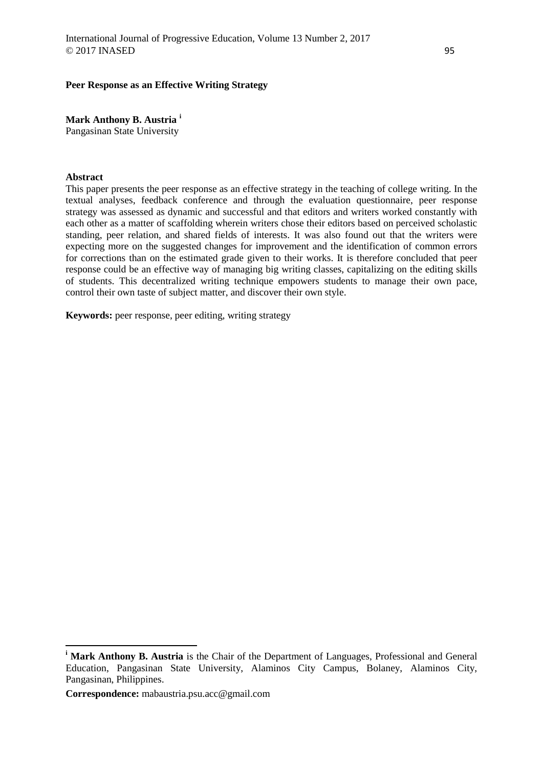# Peer Response as an Effective Writing Strategy

**Mark Anthony B. Austria** [i]
Pangasinan State University

## Abstract

This paper presents the peer response as an effective strategy in the teaching of college writing. In the textual analyses, feedback conference and through the evaluation questionnaire, peer response strategy was assessed as dynamic and successful and that editors and writers worked constantly with each other as a matter of scaffolding wherein writers chose their editors based on perceived scholastic standing, peer relation, and shared fields of interests. It was also found out that the writers were expecting more on the suggested changes for improvement and the identification of common errors for corrections than on the estimated grade given to their works. It is therefore concluded that peer response could be an effective way of managing big writing classes, capitalizing on the editing skills of students. This decentralized writing technique empowers students to manage their own pace, control their own taste of subject matter, and discover their own style.

**Keywords:** peer response, peer editing, writing strategy

---

[i] **Mark Anthony B. Austria** is the Chair of the Department of Languages, Professional and General Education, Pangasinan State University, Alaminos City Campus, Bolaney, Alaminos City, Pangasinan, Philippines.

**Correspondence:** mabaustria.psu.acc@gmail.com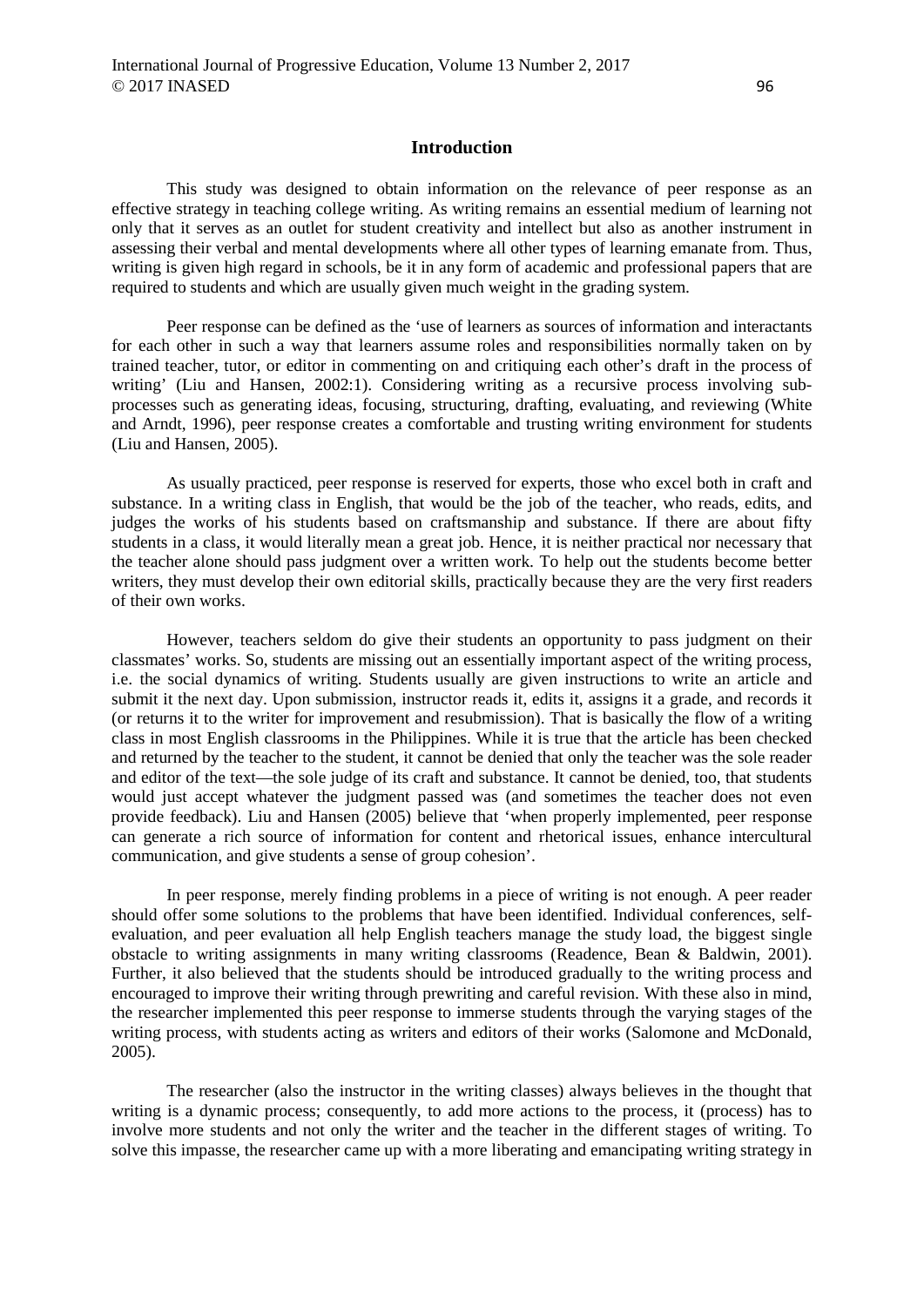## Introduction

This study was designed to obtain information on the relevance of peer response as an effective strategy in teaching college writing. As writing remains an essential medium of learning not only that it serves as an outlet for student creativity and intellect but also as another instrument in assessing their verbal and mental developments where all other types of learning emanate from. Thus, writing is given high regard in schools, be it in any form of academic and professional papers that are required to students and which are usually given much weight in the grading system.

Peer response can be defined as the 'use of learners as sources of information and interactants for each other in such a way that learners assume roles and responsibilities normally taken on by trained teacher, tutor, or editor in commenting on and critiquing each other's draft in the process of writing' (Liu and Hansen, 2002:1). Considering writing as a recursive process involving sub-processes such as generating ideas, focusing, structuring, drafting, evaluating, and reviewing (White and Arndt, 1996), peer response creates a comfortable and trusting writing environment for students (Liu and Hansen, 2005).

As usually practiced, peer response is reserved for experts, those who excel both in craft and substance. In a writing class in English, that would be the job of the teacher, who reads, edits, and judges the works of his students based on craftsmanship and substance. If there are about fifty students in a class, it would literally mean a great job. Hence, it is neither practical nor necessary that the teacher alone should pass judgment over a written work. To help out the students become better writers, they must develop their own editorial skills, practically because they are the very first readers of their own works.

However, teachers seldom do give their students an opportunity to pass judgment on their classmates' works. So, students are missing out an essentially important aspect of the writing process, i.e. the social dynamics of writing. Students usually are given instructions to write an article and submit it the next day. Upon submission, instructor reads it, edits it, assigns it a grade, and records it (or returns it to the writer for improvement and resubmission). That is basically the flow of a writing class in most English classrooms in the Philippines. While it is true that the article has been checked and returned by the teacher to the student, it cannot be denied that only the teacher was the sole reader and editor of the text—the sole judge of its craft and substance. It cannot be denied, too, that students would just accept whatever the judgment passed was (and sometimes the teacher does not even provide feedback). Liu and Hansen (2005) believe that 'when properly implemented, peer response can generate a rich source of information for content and rhetorical issues, enhance intercultural communication, and give students a sense of group cohesion'.

In peer response, merely finding problems in a piece of writing is not enough. A peer reader should offer some solutions to the problems that have been identified. Individual conferences, self-evaluation, and peer evaluation all help English teachers manage the study load, the biggest single obstacle to writing assignments in many writing classrooms (Readence, Bean & Baldwin, 2001). Further, it also believed that the students should be introduced gradually to the writing process and encouraged to improve their writing through prewriting and careful revision. With these also in mind, the researcher implemented this peer response to immerse students through the varying stages of the writing process, with students acting as writers and editors of their works (Salomone and McDonald, 2005).

The researcher (also the instructor in the writing classes) always believes in the thought that writing is a dynamic process; consequently, to add more actions to the process, it (process) has to involve more students and not only the writer and the teacher in the different stages of writing. To solve this impasse, the researcher came up with a more liberating and emancipating writing strategy in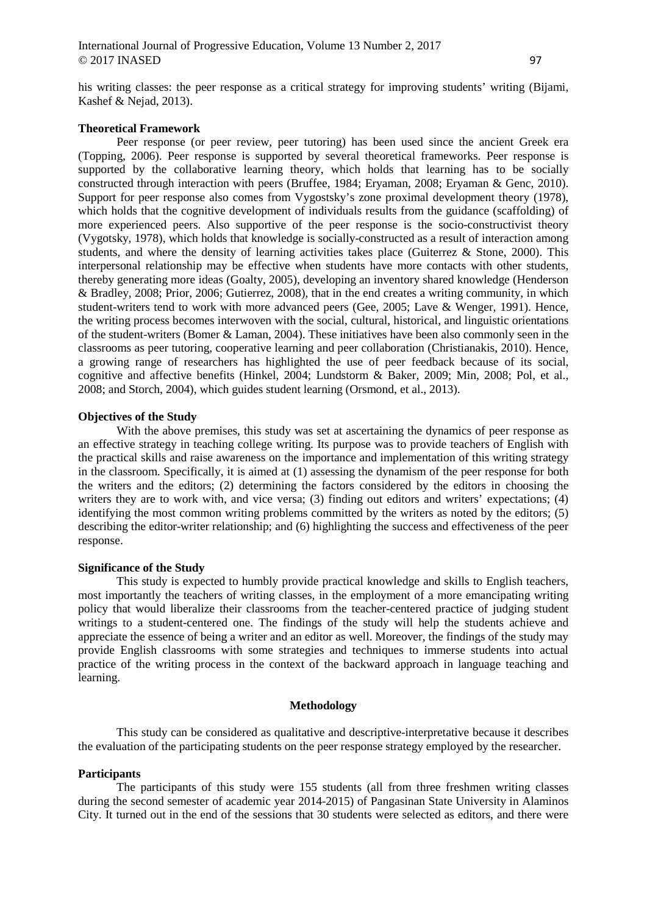his writing classes: the peer response as a critical strategy for improving students' writing (Bijami, Kashef & Nejad, 2013).

### Theoretical Framework

Peer response (or peer review, peer tutoring) has been used since the ancient Greek era (Topping, 2006). Peer response is supported by several theoretical frameworks. Peer response is supported by the collaborative learning theory, which holds that learning has to be socially constructed through interaction with peers (Bruffee, 1984; Eryaman, 2008; Eryaman & Genc, 2010). Support for peer response also comes from Vygostsky's zone proximal development theory (1978), which holds that the cognitive development of individuals results from the guidance (scaffolding) of more experienced peers. Also supportive of the peer response is the socio-constructivist theory (Vygotsky, 1978), which holds that knowledge is socially-constructed as a result of interaction among students, and where the density of learning activities takes place (Guiterrez & Stone, 2000). This interpersonal relationship may be effective when students have more contacts with other students, thereby generating more ideas (Goalty, 2005), developing an inventory shared knowledge (Henderson & Bradley, 2008; Prior, 2006; Gutierrez, 2008), that in the end creates a writing community, in which student-writers tend to work with more advanced peers (Gee, 2005; Lave & Wenger, 1991). Hence, the writing process becomes interwoven with the social, cultural, historical, and linguistic orientations of the student-writers (Bomer & Laman, 2004). These initiatives have been also commonly seen in the classrooms as peer tutoring, cooperative learning and peer collaboration (Christianakis, 2010). Hence, a growing range of researchers has highlighted the use of peer feedback because of its social, cognitive and affective benefits (Hinkel, 2004; Lundstorm & Baker, 2009; Min, 2008; Pol, et al., 2008; and Storch, 2004), which guides student learning (Orsmond, et al., 2013).

### Objectives of the Study

With the above premises, this study was set at ascertaining the dynamics of peer response as an effective strategy in teaching college writing. Its purpose was to provide teachers of English with the practical skills and raise awareness on the importance and implementation of this writing strategy in the classroom. Specifically, it is aimed at (1) assessing the dynamism of the peer response for both the writers and the editors; (2) determining the factors considered by the editors in choosing the writers they are to work with, and vice versa; (3) finding out editors and writers' expectations; (4) identifying the most common writing problems committed by the writers as noted by the editors; (5) describing the editor-writer relationship; and (6) highlighting the success and effectiveness of the peer response.

### Significance of the Study

This study is expected to humbly provide practical knowledge and skills to English teachers, most importantly the teachers of writing classes, in the employment of a more emancipating writing policy that would liberalize their classrooms from the teacher-centered practice of judging student writings to a student-centered one. The findings of the study will help the students achieve and appreciate the essence of being a writer and an editor as well. Moreover, the findings of the study may provide English classrooms with some strategies and techniques to immerse students into actual practice of the writing process in the context of the backward approach in language teaching and learning.

## Methodology

This study can be considered as qualitative and descriptive-interpretative because it describes the evaluation of the participating students on the peer response strategy employed by the researcher.

### Participants

The participants of this study were 155 students (all from three freshmen writing classes during the second semester of academic year 2014-2015) of Pangasinan State University in Alaminos City. It turned out in the end of the sessions that 30 students were selected as editors, and there were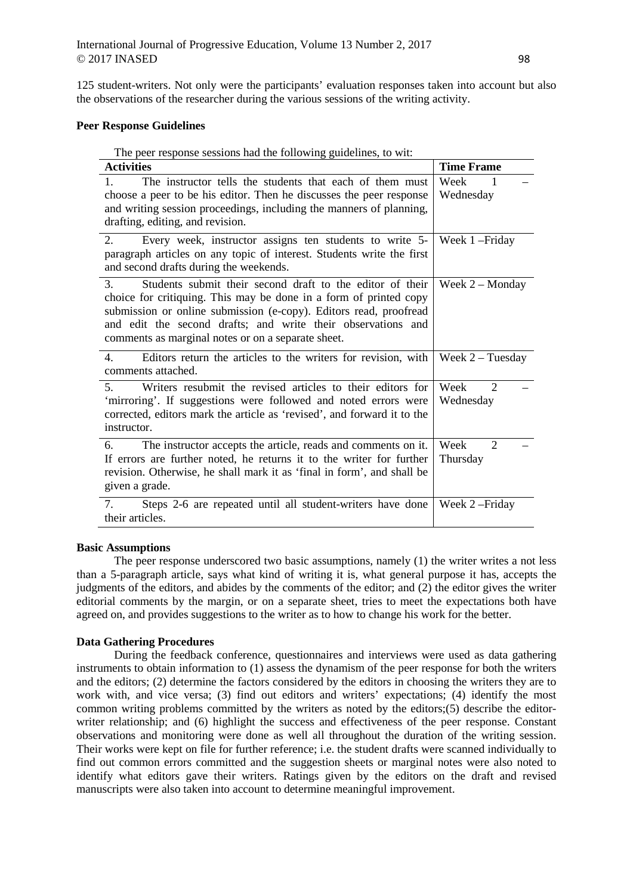125 student-writers. Not only were the participants' evaluation responses taken into account but also the observations of the researcher during the various sessions of the writing activity.

**Peer Response Guidelines**

The peer response sessions had the following guidelines, to wit:

| Activities | Time Frame |
|---|---|
| 1. The instructor tells the students that each of them must choose a peer to be his editor. Then he discusses the peer response and writing session proceedings, including the manners of planning, drafting, editing, and revision. | Week 1 – Wednesday |
| 2. Every week, instructor assigns ten students to write 5-paragraph articles on any topic of interest. Students write the first and second drafts during the weekends. | Week 1 –Friday |
| 3. Students submit their second draft to the editor of their choice for critiquing. This may be done in a form of printed copy submission or online submission (e-copy). Editors read, proofread and edit the second drafts; and write their observations and comments as marginal notes or on a separate sheet. | Week 2 – Monday |
| 4. Editors return the articles to the writers for revision, with comments attached. | Week 2 – Tuesday |
| 5. Writers resubmit the revised articles to their editors for 'mirroring'. If suggestions were followed and noted errors were corrected, editors mark the article as 'revised', and forward it to the instructor. | Week 2 – Wednesday |
| 6. The instructor accepts the article, reads and comments on it. If errors are further noted, he returns it to the writer for further revision. Otherwise, he shall mark it as 'final in form', and shall be given a grade. | Week 2 – Thursday |
| 7. Steps 2-6 are repeated until all student-writers have done their articles. | Week 2 –Friday |

**Basic Assumptions**

The peer response underscored two basic assumptions, namely (1) the writer writes a not less than a 5-paragraph article, says what kind of writing it is, what general purpose it has, accepts the judgments of the editors, and abides by the comments of the editor; and (2) the editor gives the writer editorial comments by the margin, or on a separate sheet, tries to meet the expectations both have agreed on, and provides suggestions to the writer as to how to change his work for the better.

**Data Gathering Procedures**

During the feedback conference, questionnaires and interviews were used as data gathering instruments to obtain information to (1) assess the dynamism of the peer response for both the writers and the editors; (2) determine the factors considered by the editors in choosing the writers they are to work with, and vice versa; (3) find out editors and writers' expectations; (4) identify the most common writing problems committed by the writers as noted by the editors;(5) describe the editor-writer relationship; and (6) highlight the success and effectiveness of the peer response. Constant observations and monitoring were done as well all throughout the duration of the writing session. Their works were kept on file for further reference; i.e. the student drafts were scanned individually to find out common errors committed and the suggestion sheets or marginal notes were also noted to identify what editors gave their writers. Ratings given by the editors on the draft and revised manuscripts were also taken into account to determine meaningful improvement.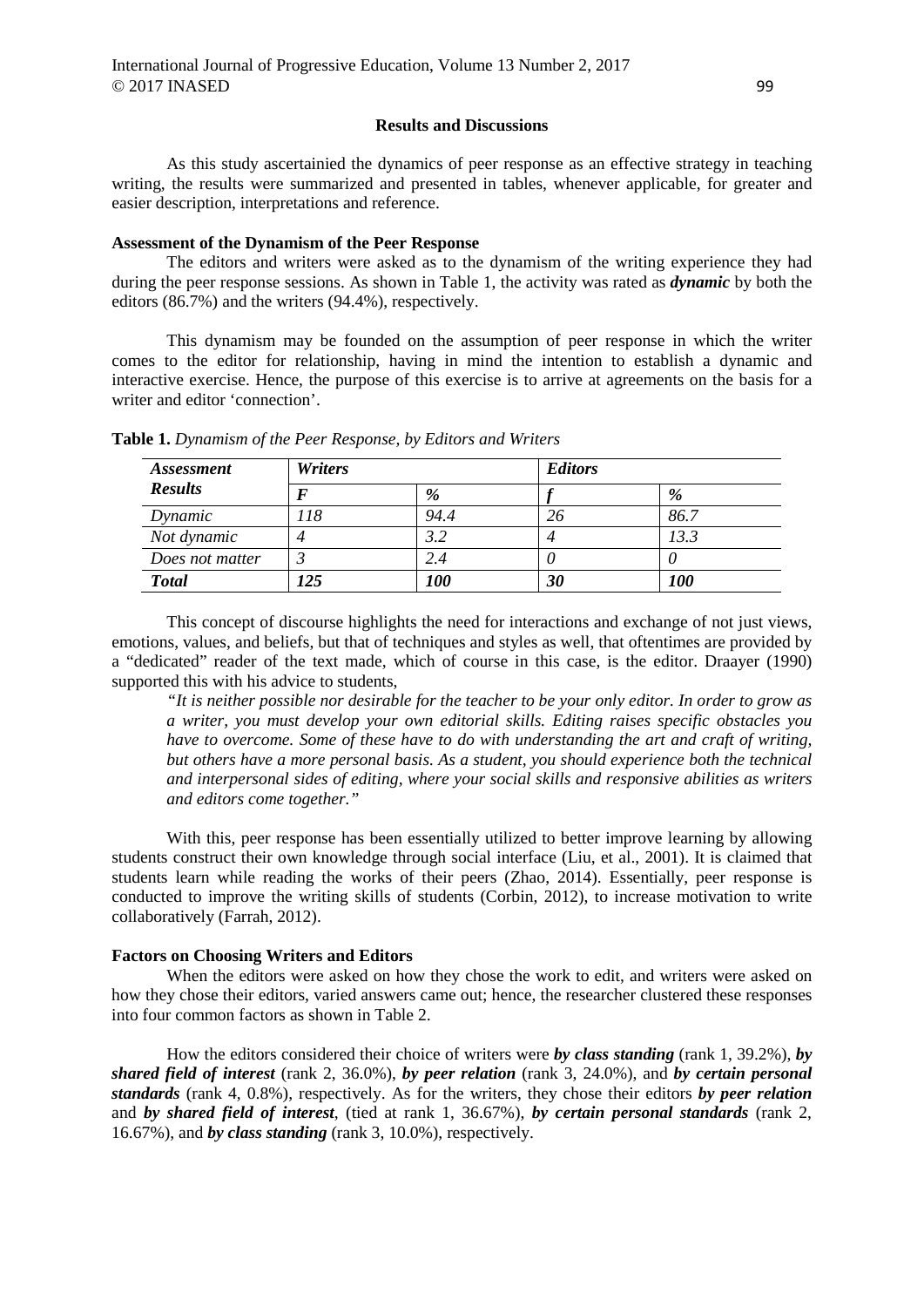## Results and Discussions

As this study ascertainied the dynamics of peer response as an effective strategy in teaching writing, the results were summarized and presented in tables, whenever applicable, for greater and easier description, interpretations and reference.

### Assessment of the Dynamism of the Peer Response

The editors and writers were asked as to the dynamism of the writing experience they had during the peer response sessions. As shown in Table 1, the activity was rated as ***dynamic*** by both the editors (86.7%) and the writers (94.4%), respectively.

This dynamism may be founded on the assumption of peer response in which the writer comes to the editor for relationship, having in mind the intention to establish a dynamic and interactive exercise. Hence, the purpose of this exercise is to arrive at agreements on the basis for a writer and editor 'connection'.

**Table 1.** *Dynamism of the Peer Response, by Editors and Writers*

| *Assessment Results* | *Writers* | | *Editors* | |
|---|---|---|---|---|
| | ***F*** | *%* | *f* | *%* |
| *Dynamic* | *118* | *94.4* | *26* | *86.7* |
| *Not dynamic* | *4* | *3.2* | *4* | *13.3* |
| *Does not matter* | *3* | *2.4* | *0* | *0* |
| ***Total*** | ***125*** | ***100*** | ***30*** | ***100*** |

This concept of discourse highlights the need for interactions and exchange of not just views, emotions, values, and beliefs, but that of techniques and styles as well, that oftentimes are provided by a "dedicated" reader of the text made, which of course in this case, is the editor. Draayer (1990) supported this with his advice to students,

> *"It is neither possible nor desirable for the teacher to be your only editor. In order to grow as a writer, you must develop your own editorial skills. Editing raises specific obstacles you have to overcome. Some of these have to do with understanding the art and craft of writing, but others have a more personal basis. As a student, you should experience both the technical and interpersonal sides of editing, where your social skills and responsive abilities as writers and editors come together."*

With this, peer response has been essentially utilized to better improve learning by allowing students construct their own knowledge through social interface (Liu, et al., 2001). It is claimed that students learn while reading the works of their peers (Zhao, 2014). Essentially, peer response is conducted to improve the writing skills of students (Corbin, 2012), to increase motivation to write collaboratively (Farrah, 2012).

### Factors on Choosing Writers and Editors

When the editors were asked on how they chose the work to edit, and writers were asked on how they chose their editors, varied answers came out; hence, the researcher clustered these responses into four common factors as shown in Table 2.

How the editors considered their choice of writers were ***by class standing*** (rank 1, 39.2%), ***by shared field of interest*** (rank 2, 36.0%), ***by peer relation*** (rank 3, 24.0%), and ***by certain personal standards*** (rank 4, 0.8%), respectively. As for the writers, they chose their editors ***by peer relation*** and ***by shared field of interest***, (tied at rank 1, 36.67%), ***by certain personal standards*** (rank 2, 16.67%), and ***by class standing*** (rank 3, 10.0%), respectively.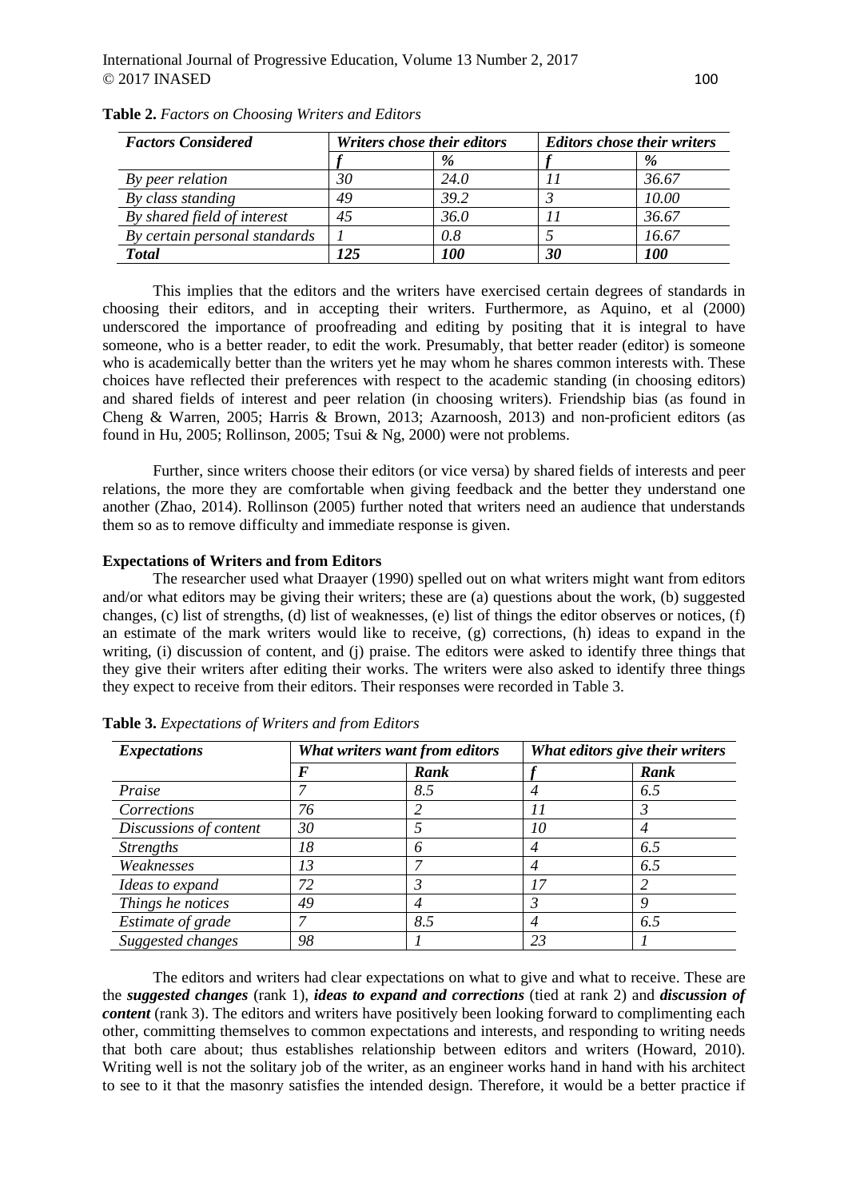**Table 2.** *Factors on Choosing Writers and Editors*

| *Factors Considered* | *Writers chose their editors* | | *Editors chose their writers* | |
|---|---|---|---|---|
| | *f* | *%* | *f* | *%* |
| *By peer relation* | *30* | *24.0* | *11* | *36.67* |
| *By class standing* | *49* | *39.2* | *3* | *10.00* |
| *By shared field of interest* | *45* | *36.0* | *11* | *36.67* |
| *By certain personal standards* | *1* | *0.8* | *5* | *16.67* |
| ***Total*** | ***125*** | ***100*** | ***30*** | ***100*** |

This implies that the editors and the writers have exercised certain degrees of standards in choosing their editors, and in accepting their writers. Furthermore, as Aquino, et al (2000) underscored the importance of proofreading and editing by positing that it is integral to have someone, who is a better reader, to edit the work. Presumably, that better reader (editor) is someone who is academically better than the writers yet he may whom he shares common interests with. These choices have reflected their preferences with respect to the academic standing (in choosing editors) and shared fields of interest and peer relation (in choosing writers). Friendship bias (as found in Cheng & Warren, 2005; Harris & Brown, 2013; Azarnoosh, 2013) and non-proficient editors (as found in Hu, 2005; Rollinson, 2005; Tsui & Ng, 2000) were not problems.

Further, since writers choose their editors (or vice versa) by shared fields of interests and peer relations, the more they are comfortable when giving feedback and the better they understand one another (Zhao, 2014). Rollinson (2005) further noted that writers need an audience that understands them so as to remove difficulty and immediate response is given.

**Expectations of Writers and from Editors**

The researcher used what Draayer (1990) spelled out on what writers might want from editors and/or what editors may be giving their writers; these are (a) questions about the work, (b) suggested changes, (c) list of strengths, (d) list of weaknesses, (e) list of things the editor observes or notices, (f) an estimate of the mark writers would like to receive, (g) corrections, (h) ideas to expand in the writing, (i) discussion of content, and (j) praise. The editors were asked to identify three things that they give their writers after editing their works. The writers were also asked to identify three things they expect to receive from their editors. Their responses were recorded in Table 3.

**Table 3.** *Expectations of Writers and from Editors*

| *Expectations* | *What writers want from editors* | | *What editors give their writers* | |
|---|---|---|---|---|
| | *F* | *Rank* | *f* | *Rank* |
| *Praise* | *7* | *8.5* | *4* | *6.5* |
| *Corrections* | *76* | *2* | *11* | *3* |
| *Discussions of content* | *30* | *5* | *10* | *4* |
| *Strengths* | *18* | *6* | *4* | *6.5* |
| *Weaknesses* | *13* | *7* | *4* | *6.5* |
| *Ideas to expand* | *72* | *3* | *17* | *2* |
| *Things he notices* | *49* | *4* | *3* | *9* |
| *Estimate of grade* | *7* | *8.5* | *4* | *6.5* |
| *Suggested changes* | *98* | *1* | *23* | *1* |

The editors and writers had clear expectations on what to give and what to receive. These are the ***suggested changes*** (rank 1), ***ideas to expand and corrections*** (tied at rank 2) and ***discussion of content*** (rank 3). The editors and writers have positively been looking forward to complimenting each other, committing themselves to common expectations and interests, and responding to writing needs that both care about; thus establishes relationship between editors and writers (Howard, 2010). Writing well is not the solitary job of the writer, as an engineer works hand in hand with his architect to see to it that the masonry satisfies the intended design. Therefore, it would be a better practice if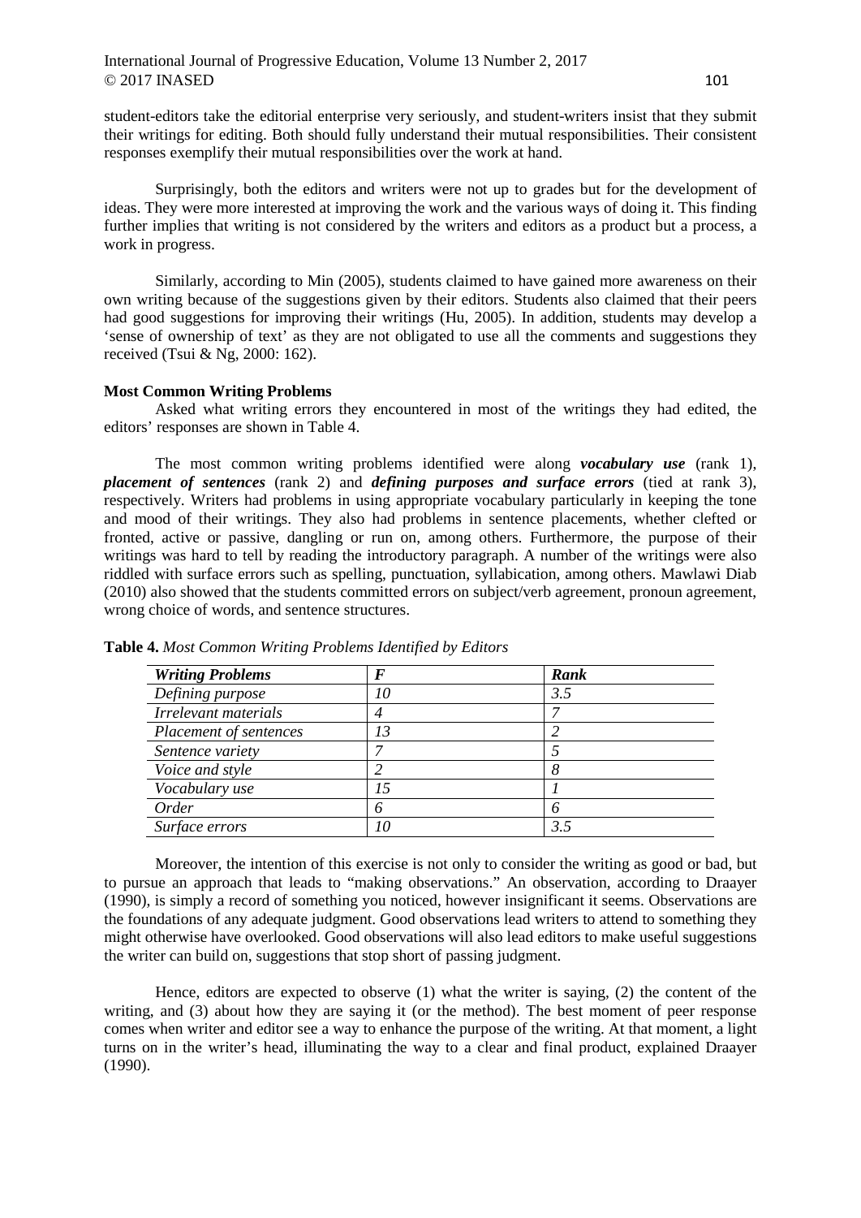student-editors take the editorial enterprise very seriously, and student-writers insist that they submit their writings for editing. Both should fully understand their mutual responsibilities. Their consistent responses exemplify their mutual responsibilities over the work at hand.

Surprisingly, both the editors and writers were not up to grades but for the development of ideas. They were more interested at improving the work and the various ways of doing it. This finding further implies that writing is not considered by the writers and editors as a product but a process, a work in progress.

Similarly, according to Min (2005), students claimed to have gained more awareness on their own writing because of the suggestions given by their editors. Students also claimed that their peers had good suggestions for improving their writings (Hu, 2005). In addition, students may develop a 'sense of ownership of text' as they are not obligated to use all the comments and suggestions they received (Tsui & Ng, 2000: 162).

**Most Common Writing Problems**

Asked what writing errors they encountered in most of the writings they had edited, the editors' responses are shown in Table 4.

The most common writing problems identified were along ***vocabulary use*** (rank 1), ***placement of sentences*** (rank 2) and ***defining purposes and surface errors*** (tied at rank 3), respectively. Writers had problems in using appropriate vocabulary particularly in keeping the tone and mood of their writings. They also had problems in sentence placements, whether clefted or fronted, active or passive, dangling or run on, among others. Furthermore, the purpose of their writings was hard to tell by reading the introductory paragraph. A number of the writings were also riddled with surface errors such as spelling, punctuation, syllabication, among others. Mawlawi Diab (2010) also showed that the students committed errors on subject/verb agreement, pronoun agreement, wrong choice of words, and sentence structures.

**Table 4.** *Most Common Writing Problems Identified by Editors*

| ***Writing Problems*** | ***F*** | ***Rank*** |
|---|---|---|
| *Defining purpose* | *10* | *3.5* |
| *Irrelevant materials* | *4* | *7* |
| *Placement of sentences* | *13* | *2* |
| *Sentence variety* | *7* | *5* |
| *Voice and style* | *2* | *8* |
| *Vocabulary use* | *15* | *1* |
| *Order* | *6* | *6* |
| *Surface errors* | *10* | *3.5* |

Moreover, the intention of this exercise is not only to consider the writing as good or bad, but to pursue an approach that leads to "making observations." An observation, according to Draayer (1990), is simply a record of something you noticed, however insignificant it seems. Observations are the foundations of any adequate judgment. Good observations lead writers to attend to something they might otherwise have overlooked. Good observations will also lead editors to make useful suggestions the writer can build on, suggestions that stop short of passing judgment.

Hence, editors are expected to observe (1) what the writer is saying, (2) the content of the writing, and (3) about how they are saying it (or the method). The best moment of peer response comes when writer and editor see a way to enhance the purpose of the writing. At that moment, a light turns on in the writer's head, illuminating the way to a clear and final product, explained Draayer (1990).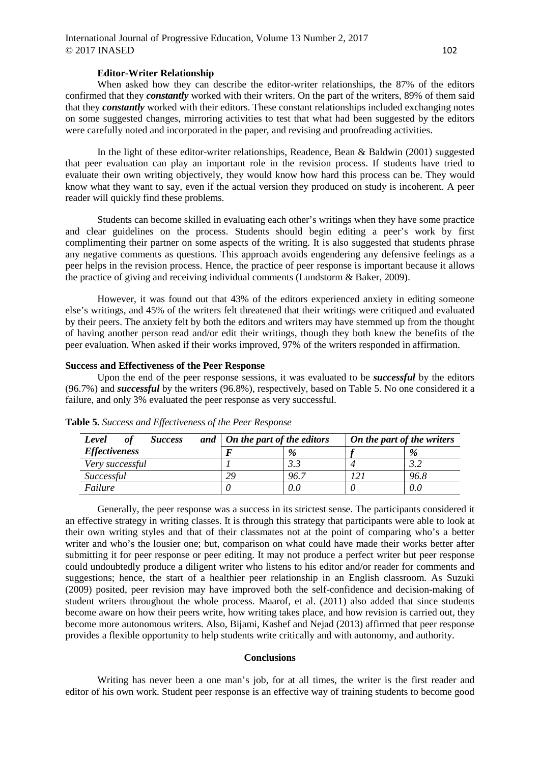### Editor-Writer Relationship

When asked how they can describe the editor-writer relationships, the 87% of the editors confirmed that they ***constantly*** worked with their writers. On the part of the writers, 89% of them said that they ***constantly*** worked with their editors. These constant relationships included exchanging notes on some suggested changes, mirroring activities to test that what had been suggested by the editors were carefully noted and incorporated in the paper, and revising and proofreading activities.

In the light of these editor-writer relationships, Readence, Bean & Baldwin (2001) suggested that peer evaluation can play an important role in the revision process. If students have tried to evaluate their own writing objectively, they would know how hard this process can be. They would know what they want to say, even if the actual version they produced on study is incoherent. A peer reader will quickly find these problems.

Students can become skilled in evaluating each other's writings when they have some practice and clear guidelines on the process. Students should begin editing a peer's work by first complimenting their partner on some aspects of the writing. It is also suggested that students phrase any negative comments as questions. This approach avoids engendering any defensive feelings as a peer helps in the revision process. Hence, the practice of peer response is important because it allows the practice of giving and receiving individual comments (Lundstorm & Baker, 2009).

However, it was found out that 43% of the editors experienced anxiety in editing someone else's writings, and 45% of the writers felt threatened that their writings were critiqued and evaluated by their peers. The anxiety felt by both the editors and writers may have stemmed up from the thought of having another person read and/or edit their writings, though they both knew the benefits of the peer evaluation. When asked if their works improved, 97% of the writers responded in affirmation.

### Success and Effectiveness of the Peer Response

Upon the end of the peer response sessions, it was evaluated to be ***successful*** by the editors (96.7%) and ***successful*** by the writers (96.8%), respectively, based on Table 5. No one considered it a failure, and only 3% evaluated the peer response as very successful.

**Table 5.** *Success and Effectiveness of the Peer Response*

| *Level of Success and Effectiveness* | *On the part of the editors* | | *On the part of the writers* | |
|---|---|---|---|---|
| | *F* | *%* | *f* | *%* |
| *Very successful* | *1* | *3.3* | *4* | *3.2* |
| *Successful* | *29* | *96.7* | *121* | *96.8* |
| *Failure* | *0* | *0.0* | *0* | *0.0* |

Generally, the peer response was a success in its strictest sense. The participants considered it an effective strategy in writing classes. It is through this strategy that participants were able to look at their own writing styles and that of their classmates not at the point of comparing who's a better writer and who's the lousier one; but, comparison on what could have made their works better after submitting it for peer response or peer editing. It may not produce a perfect writer but peer response could undoubtedly produce a diligent writer who listens to his editor and/or reader for comments and suggestions; hence, the start of a healthier peer relationship in an English classroom. As Suzuki (2009) posited, peer revision may have improved both the self-confidence and decision-making of student writers throughout the whole process. Maarof, et al. (2011) also added that since students become aware on how their peers write, how writing takes place, and how revision is carried out, they become more autonomous writers. Also, Bijami, Kashef and Nejad (2013) affirmed that peer response provides a flexible opportunity to help students write critically and with autonomy, and authority.

## Conclusions

Writing has never been a one man's job, for at all times, the writer is the first reader and editor of his own work. Student peer response is an effective way of training students to become good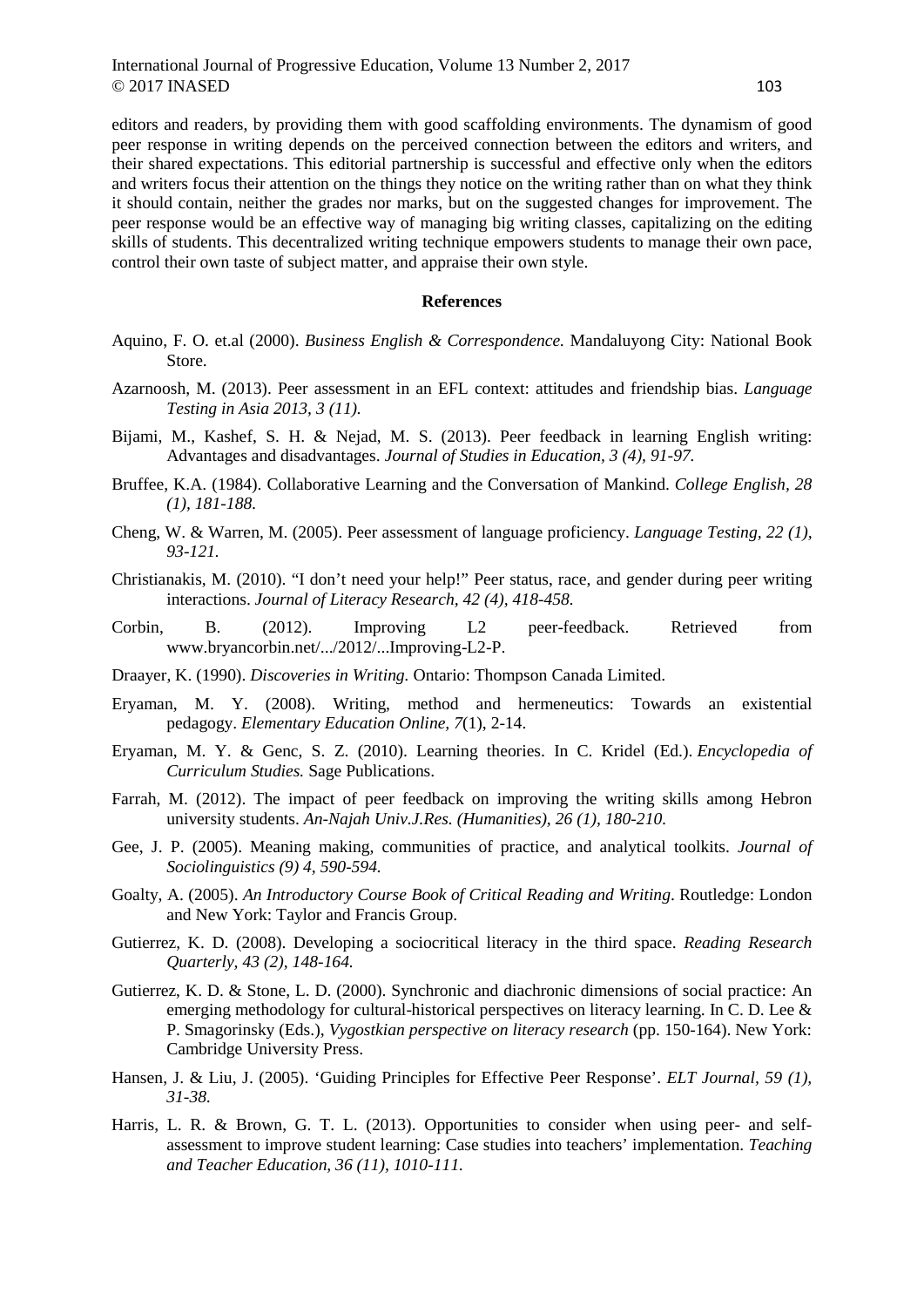editors and readers, by providing them with good scaffolding environments. The dynamism of good peer response in writing depends on the perceived connection between the editors and writers, and their shared expectations. This editorial partnership is successful and effective only when the editors and writers focus their attention on the things they notice on the writing rather than on what they think it should contain, neither the grades nor marks, but on the suggested changes for improvement. The peer response would be an effective way of managing big writing classes, capitalizing on the editing skills of students. This decentralized writing technique empowers students to manage their own pace, control their own taste of subject matter, and appraise their own style.

## References

Aquino, F. O. et.al (2000). *Business English & Correspondence.* Mandaluyong City: National Book Store.

Azarnoosh, M. (2013). Peer assessment in an EFL context: attitudes and friendship bias. *Language Testing in Asia 2013, 3 (11).*

Bijami, M., Kashef, S. H. & Nejad, M. S. (2013). Peer feedback in learning English writing: Advantages and disadvantages. *Journal of Studies in Education, 3 (4), 91-97.*

Bruffee, K.A. (1984). Collaborative Learning and the Conversation of Mankind. *College English, 28 (1), 181-188.*

Cheng, W. & Warren, M. (2005). Peer assessment of language proficiency. *Language Testing, 22 (1), 93-121.*

Christianakis, M. (2010). "I don't need your help!" Peer status, race, and gender during peer writing interactions. *Journal of Literacy Research, 42 (4), 418-458.*

Corbin, B. (2012). Improving L2 peer-feedback. Retrieved from www.bryancorbin.net/.../2012/...Improving-L2-P.

Draayer, K. (1990). *Discoveries in Writing.* Ontario: Thompson Canada Limited.

Eryaman, M. Y. (2008). Writing, method and hermeneutics: Towards an existential pedagogy. *Elementary Education Online, 7*(1), 2-14.

Eryaman, M. Y. & Genc, S. Z. (2010). Learning theories. In C. Kridel (Ed.). *Encyclopedia of Curriculum Studies.* Sage Publications.

Farrah, M. (2012). The impact of peer feedback on improving the writing skills among Hebron university students. *An-Najah Univ.J.Res. (Humanities), 26 (1), 180-210.*

Gee, J. P. (2005). Meaning making, communities of practice, and analytical toolkits. *Journal of Sociolinguistics (9) 4, 590-594.*

Goalty, A. (2005). *An Introductory Course Book of Critical Reading and Writing*. Routledge: London and New York: Taylor and Francis Group.

Gutierrez, K. D. (2008). Developing a sociocritical literacy in the third space. *Reading Research Quarterly, 43 (2), 148-164.*

Gutierrez, K. D. & Stone, L. D. (2000). Synchronic and diachronic dimensions of social practice: An emerging methodology for cultural-historical perspectives on literacy learning. In C. D. Lee & P. Smagorinsky (Eds.), *Vygostkian perspective on literacy research* (pp. 150-164). New York: Cambridge University Press.

Hansen, J. & Liu, J. (2005). 'Guiding Principles for Effective Peer Response'. *ELT Journal, 59 (1), 31-38.*

Harris, L. R. & Brown, G. T. L. (2013). Opportunities to consider when using peer- and self-assessment to improve student learning: Case studies into teachers' implementation. *Teaching and Teacher Education, 36 (11), 1010-111.*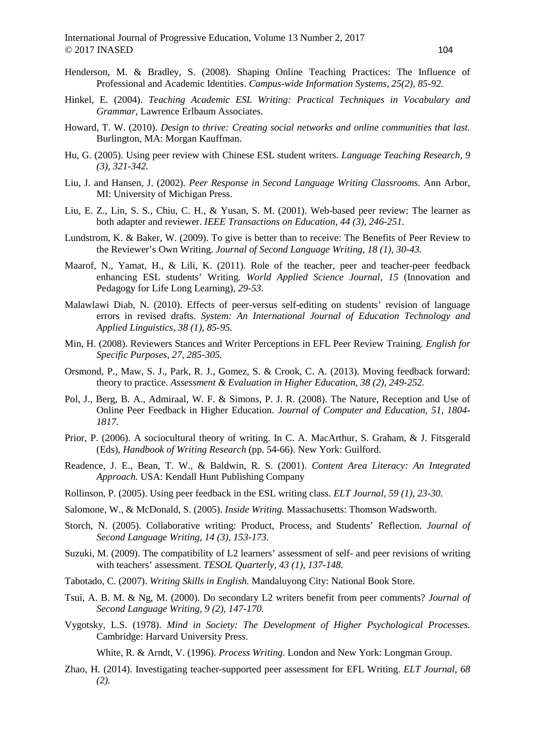Henderson, M. & Bradley, S. (2008). Shaping Online Teaching Practices: The Influence of Professional and Academic Identities. *Campus-wide Information Systems, 25(2), 85-92.*

Hinkel, E. (2004). *Teaching Academic ESL Writing: Practical Techniques in Vocabulary and Grammar*, Lawrence Erlbaum Associates.

Howard, T. W. (2010). *Design to thrive: Creating social networks and online communities that last.* Burlington, MA: Morgan Kauffman.

Hu, G. (2005). Using peer review with Chinese ESL student writers. *Language Teaching Research, 9 (3), 321-342.*

Liu, J. and Hansen, J. (2002). *Peer Response in Second Language Writing Classrooms.* Ann Arbor, MI: University of Michigan Press.

Liu, E. Z., Lin, S. S., Chiu, C. H., & Yusan, S. M. (2001). Web-based peer review: The learner as both adapter and reviewer. *IEEE Transactions on Education, 44 (3), 246-251.*

Lundstrom, K. & Baker, W. (2009). To give is better than to receive: The Benefits of Peer Review to the Reviewer's Own Writing. *Journal of Second Language Writing, 18 (1), 30-43.*

Maarof, N., Yamat, H., & Lili, K. (2011). Role of the teacher, peer and teacher-peer feedback enhancing ESL students' Writing. *World Applied Science Journal, 15* (Innovation and Pedagogy for Life Long Learning), *29-53.*

Malawlawi Diab, N. (2010). Effects of peer-versus self-editing on students' revision of language errors in revised drafts. *System: An International Journal of Education Technology and Applied Linguistics, 38 (1), 85-95.*

Min, H. (2008). Reviewers Stances and Writer Perceptions in EFL Peer Review Training. *English for Specific Purposes, 27, 285-305.*

Orsmond, P., Maw, S. J., Park, R. J., Gomez, S. & Crook, C. A. (2013). Moving feedback forward: theory to practice. *Assessment & Evaluation in Higher Education, 38 (2), 249-252.*

Pol, J., Berg, B. A., Admiraal, W. F. & Simons, P. J. R. (2008). The Nature, Reception and Use of Online Peer Feedback in Higher Education. *Journal of Computer and Education, 51, 1804-1817.*

Prior, P. (2006). A sociocultural theory of writing. In C. A. MacArthur, S. Graham, & J. Fitsgerald (Eds), *Handbook of Writing Research* (pp. 54-66). New York: Guilford.

Readence, J. E., Bean, T. W., & Baldwin, R. S. (2001). *Content Area Literacy: An Integrated Approach.* USA: Kendall Hunt Publishing Company

Rollinson, P. (2005). Using peer feedback in the ESL writing class. *ELT Journal, 59 (1), 23-30.*

Salomone, W., & McDonald, S. (2005). *Inside Writing.* Massachusetts: Thomson Wadsworth.

Storch, N. (2005). Collaborative writing: Product, Process, and Students' Reflection. *Journal of Second Language Writing, 14 (3), 153-173.*

Suzuki, M. (2009). The compatibility of L2 learners' assessment of self- and peer revisions of writing with teachers' assessment. *TESOL Quarterly, 43 (1), 137-148.*

Tabotado, C. (2007). *Writing Skills in English.* Mandaluyong City: National Book Store.

Tsui, A. B. M. & Ng, M. (2000). Do secondary L2 writers benefit from peer comments? *Journal of Second Language Writing, 9 (2), 147-170.*

Vygotsky, L.S. (1978). *Mind in Society: The Development of Higher Psychological Processes.* Cambridge: Harvard University Press.

White, R. & Arndt, V. (1996). *Process Writing*. London and New York: Longman Group.

Zhao, H. (2014). Investigating teacher-supported peer assessment for EFL Writing. *ELT Journal, 68 (2).*